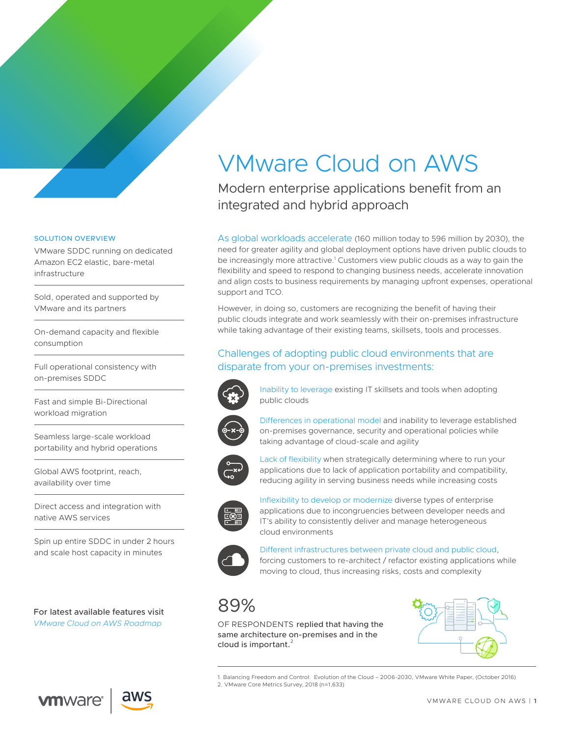# VMware Cloud on AWS

## Modern enterprise applications benefit from an integrated and hybrid approach

SOLUTION OVERVIEW

VMware SDDC running on dedicated Amazon EC2 elastic, bare-metal infrastructure

Sold, operated and supported by VMware and its partners

On-demand capacity and flexible consumption

Full operational consistency with on-premises SDDC

Fast and simple Bi-Directional workload migration

Seamless large-scale workload portability and hybrid operations

Global AWS footprint, reach, availability over time

Direct access and integration with native AWS services

Spin up entire SDDC in under 2 hours and scale host capacity in minutes

For latest available features visit *VMware Cloud on AWS Roadmap*

As global workloads accelerate (160 million today to 596 million by 2030), the need for greater agility and global deployment options have driven public clouds to be increasingly more attractive.[1] Customers view public clouds as a way to gain the flexibility and speed to respond to changing business needs, accelerate innovation and align costs to business requirements by managing upfront expenses, operational support and TCO.

However, in doing so, customers are recognizing the benefit of having their public clouds integrate and work seamlessly with their on-premises infrastructure while taking advantage of their existing teams, skillsets, tools and processes.

### Challenges of adopting public cloud environments that are disparate from your on-premises investments:

- Inability to leverage existing IT skillsets and tools when adopting public clouds
- Differences in operational model and inability to leverage established on-premises governance, security and operational policies while taking advantage of cloud-scale and agility
- Lack of flexibility when strategically determining where to run your applications due to lack of application portability and compatibility, reducing agility in serving business needs while increasing costs
- Inflexibility to develop or modernize diverse types of enterprise applications due to incongruencies between developer needs and IT's ability to consistently deliver and manage heterogeneous cloud environments
- Different infrastructures between private cloud and public cloud, forcing customers to re-architect / refactor existing applications while moving to cloud, thus increasing risks, costs and complexity

89%

OF RESPONDENTS **replied that having the same architecture on-premises and in the cloud is important.**[2]

1. Balancing Freedom and Control: Evolution of the Cloud – 2006-2030, VMware White Paper, (October 2016)
2. VMware Core Metrics Survey, 2018 (n=1,633)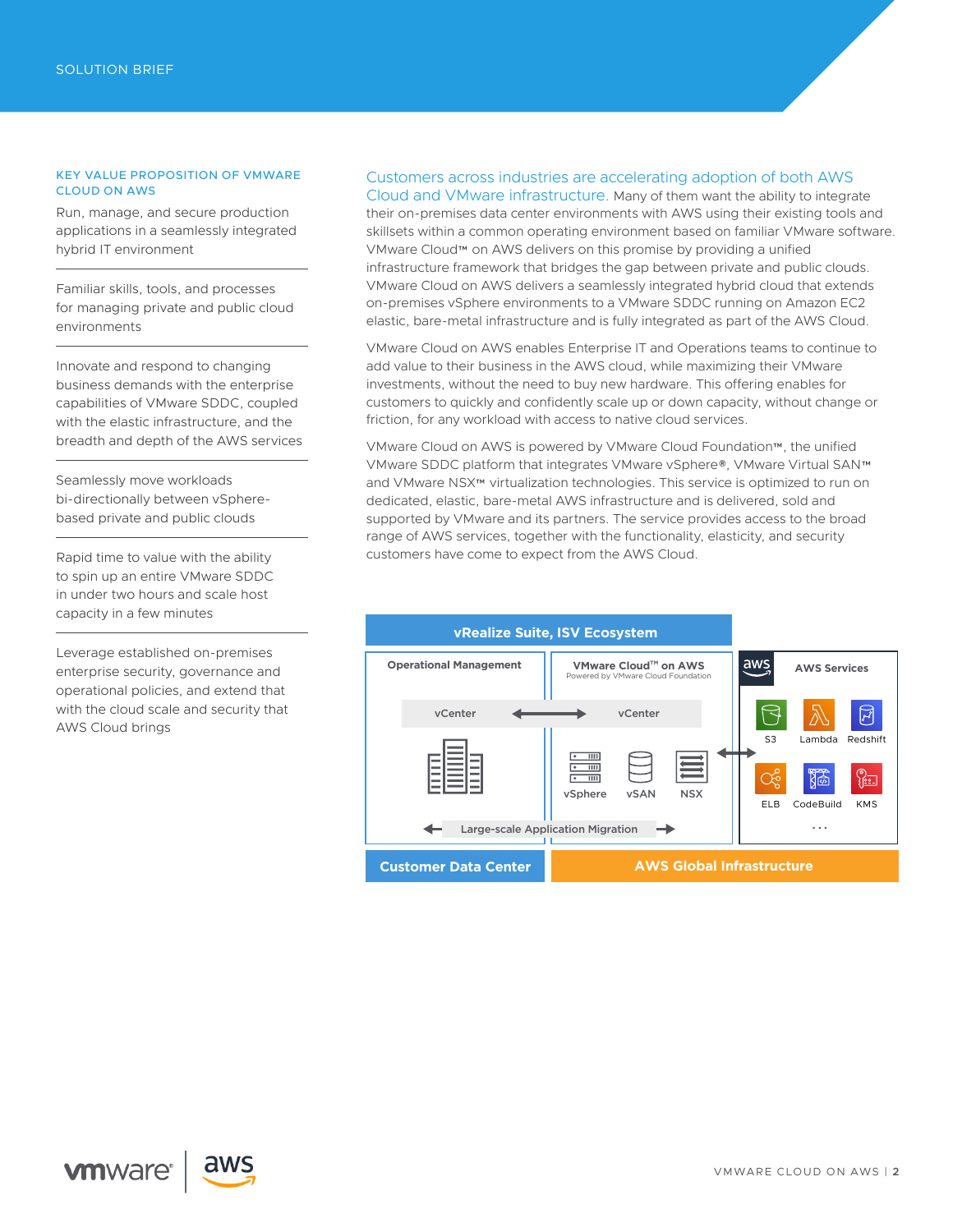SOLUTION BRIEF

### KEY VALUE PROPOSITION OF VMWARE CLOUD ON AWS

Run, manage, and secure production applications in a seamlessly integrated hybrid IT environment

Familiar skills, tools, and processes for managing private and public cloud environments

Innovate and respond to changing business demands with the enterprise capabilities of VMware SDDC, coupled with the elastic infrastructure, and the breadth and depth of the AWS services

Seamlessly move workloads bi-directionally between vSphere-based private and public clouds

Rapid time to value with the ability to spin up an entire VMware SDDC in under two hours and scale host capacity in a few minutes

Leverage established on-premises enterprise security, governance and operational policies, and extend that with the cloud scale and security that AWS Cloud brings

**Customers across industries are accelerating adoption of both AWS Cloud and VMware infrastructure.** Many of them want the ability to integrate their on-premises data center environments with AWS using their existing tools and skillsets within a common operating environment based on familiar VMware software. VMware Cloud™ on AWS delivers on this promise by providing a unified infrastructure framework that bridges the gap between private and public clouds. VMware Cloud on AWS delivers a seamlessly integrated hybrid cloud that extends on-premises vSphere environments to a VMware SDDC running on Amazon EC2 elastic, bare-metal infrastructure and is fully integrated as part of the AWS Cloud.

VMware Cloud on AWS enables Enterprise IT and Operations teams to continue to add value to their business in the AWS cloud, while maximizing their VMware investments, without the need to buy new hardware. This offering enables for customers to quickly and confidently scale up or down capacity, without change or friction, for any workload with access to native cloud services.

VMware Cloud on AWS is powered by VMware Cloud Foundation™, the unified VMware SDDC platform that integrates VMware vSphere®, VMware Virtual SAN™ and VMware NSX™ virtualization technologies. This service is optimized to run on dedicated, elastic, bare-metal AWS infrastructure and is delivered, sold and supported by VMware and its partners. The service provides access to the broad range of AWS services, together with the functionality, elasticity, and security customers have come to expect from the AWS Cloud.

vRealize Suite, ISV Ecosystem

Operational Management | VMware Cloud™ on AWS (Powered by VMware Cloud Foundation) | AWS Services

vCenter ↔ vCenter

vSphere, vSAN, NSX

S3, Lambda, Redshift, ELB, CodeBuild, KMS, ...

Large-scale Application Migration

Customer Data Center | AWS Global Infrastructure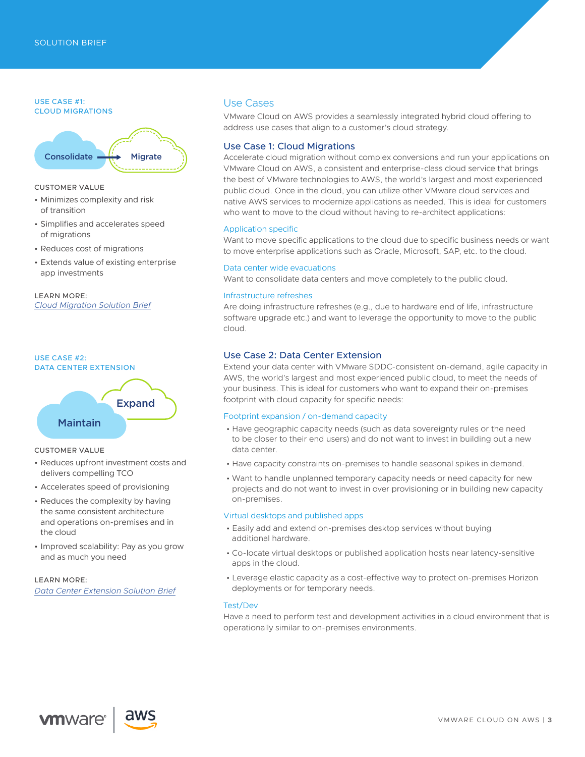## Use Cases

VMware Cloud on AWS provides a seamlessly integrated hybrid cloud offering to address use cases that align to a customer's cloud strategy.

### Use Case 1: Cloud Migrations

Accelerate cloud migration without complex conversions and run your applications on VMware Cloud on AWS, a consistent and enterprise-class cloud service that brings the best of VMware technologies to AWS, the world's largest and most experienced public cloud. Once in the cloud, you can utilize other VMware cloud services and native AWS services to modernize applications as needed. This is ideal for customers who want to move to the cloud without having to re-architect applications:

#### Application specific

Want to move specific applications to the cloud due to specific business needs or want to move enterprise applications such as Oracle, Microsoft, SAP, etc. to the cloud.

#### Data center wide evacuations

Want to consolidate data centers and move completely to the public cloud.

#### Infrastructure refreshes

Are doing infrastructure refreshes (e.g., due to hardware end of life, infrastructure software upgrade etc.) and want to leverage the opportunity to move to the public cloud.

**USE CASE #1: CLOUD MIGRATIONS**

Consolidate → Migrate

CUSTOMER VALUE

- Minimizes complexity and risk of transition
- Simplifies and accelerates speed of migrations
- Reduces cost of migrations
- Extends value of existing enterprise app investments

LEARN MORE:
*Cloud Migration Solution Brief*

### Use Case 2: Data Center Extension

Extend your data center with VMware SDDC-consistent on-demand, agile capacity in AWS, the world's largest and most experienced public cloud, to meet the needs of your business. This is ideal for customers who want to expand their on-premises footprint with cloud capacity for specific needs:

#### Footprint expansion / on-demand capacity

- Have geographic capacity needs (such as data sovereignty rules or the need to be closer to their end users) and do not want to invest in building out a new data center.
- Have capacity constraints on-premises to handle seasonal spikes in demand.
- Want to handle unplanned temporary capacity needs or need capacity for new projects and do not want to invest in over provisioning or in building new capacity on-premises.

#### Virtual desktops and published apps

- Easily add and extend on-premises desktop services without buying additional hardware.
- Co-locate virtual desktops or published application hosts near latency-sensitive apps in the cloud.
- Leverage elastic capacity as a cost-effective way to protect on-premises Horizon deployments or for temporary needs.

#### Test/Dev

Have a need to perform test and development activities in a cloud environment that is operationally similar to on-premises environments.

**USE CASE #2: DATA CENTER EXTENSION**

Maintain / Expand

CUSTOMER VALUE

- Reduces upfront investment costs and delivers compelling TCO
- Accelerates speed of provisioning
- Reduces the complexity by having the same consistent architecture and operations on-premises and in the cloud
- Improved scalability: Pay as you grow and as much you need

LEARN MORE:
*Data Center Extension Solution Brief*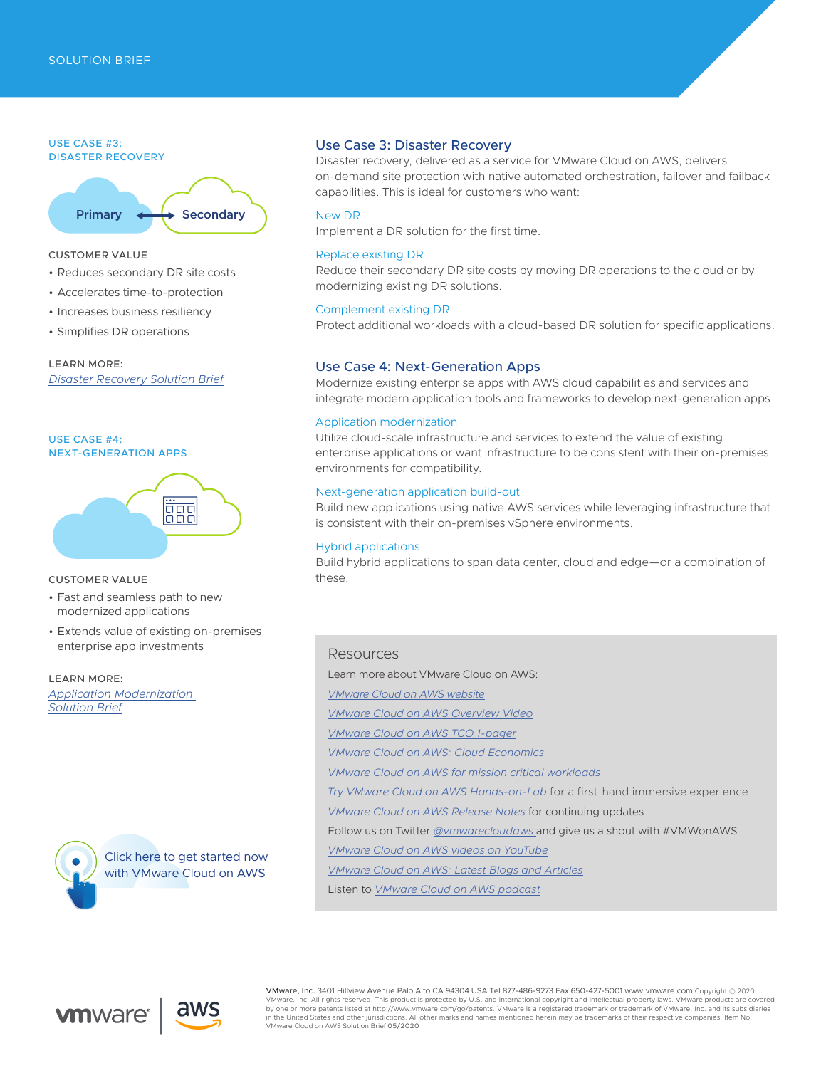SOLUTION BRIEF

USE CASE #3:
DISASTER RECOVERY

Primary Secondary

CUSTOMER VALUE

- Reduces secondary DR site costs
- Accelerates time-to-protection
- Increases business resiliency
- Simplifies DR operations

LEARN MORE:
*Disaster Recovery Solution Brief*

USE CASE #4:
NEXT-GENERATION APPS

CUSTOMER VALUE

- Fast and seamless path to new modernized applications
- Extends value of existing on-premises enterprise app investments

LEARN MORE:
*Application Modernization Solution Brief*

Click here to get started now with VMware Cloud on AWS

## Use Case 3: Disaster Recovery

Disaster recovery, delivered as a service for VMware Cloud on AWS, delivers on-demand site protection with native automated orchestration, failover and failback capabilities. This is ideal for customers who want:

### New DR

Implement a DR solution for the first time.

### Replace existing DR

Reduce their secondary DR site costs by moving DR operations to the cloud or by modernizing existing DR solutions.

### Complement existing DR

Protect additional workloads with a cloud-based DR solution for specific applications.

## Use Case 4: Next-Generation Apps

Modernize existing enterprise apps with AWS cloud capabilities and services and integrate modern application tools and frameworks to develop next-generation apps

### Application modernization

Utilize cloud-scale infrastructure and services to extend the value of existing enterprise applications or want infrastructure to be consistent with their on-premises environments for compatibility.

### Next-generation application build-out

Build new applications using native AWS services while leveraging infrastructure that is consistent with their on-premises vSphere environments.

### Hybrid applications

Build hybrid applications to span data center, cloud and edge—or a combination of these.

## Resources

Learn more about VMware Cloud on AWS:

*VMware Cloud on AWS website*

*VMware Cloud on AWS Overview Video*

*VMware Cloud on AWS TCO 1-pager*

*VMware Cloud on AWS: Cloud Economics*

*VMware Cloud on AWS for mission critical workloads*

*Try VMware Cloud on AWS Hands-on-Lab* for a first-hand immersive experience

*VMware Cloud on AWS Release Notes* for continuing updates

Follow us on Twitter *@vmwarecloudaws* and give us a shout with #VMWonAWS

*VMware Cloud on AWS videos on YouTube*

*VMware Cloud on AWS: Latest Blogs and Articles*

Listen to *VMware Cloud on AWS podcast*

vmware | aws

**VMware, Inc.** 3401 Hillview Avenue Palo Alto CA 94304 USA Tel 877-486-9273 Fax 650-427-5001 www.vmware.com Copyright © 2020 VMware, Inc. All rights reserved. This product is protected by U.S. and international copyright and intellectual property laws. VMware products are covered by one or more patents listed at http://www.vmware.com/go/patents. VMware is a registered trademark or trademark of VMware, Inc. and its subsidiaries in the United States and other jurisdictions. All other marks and names mentioned herein may be trademarks of their respective companies. Item No: VMware Cloud on AWS Solution Brief 05/2020